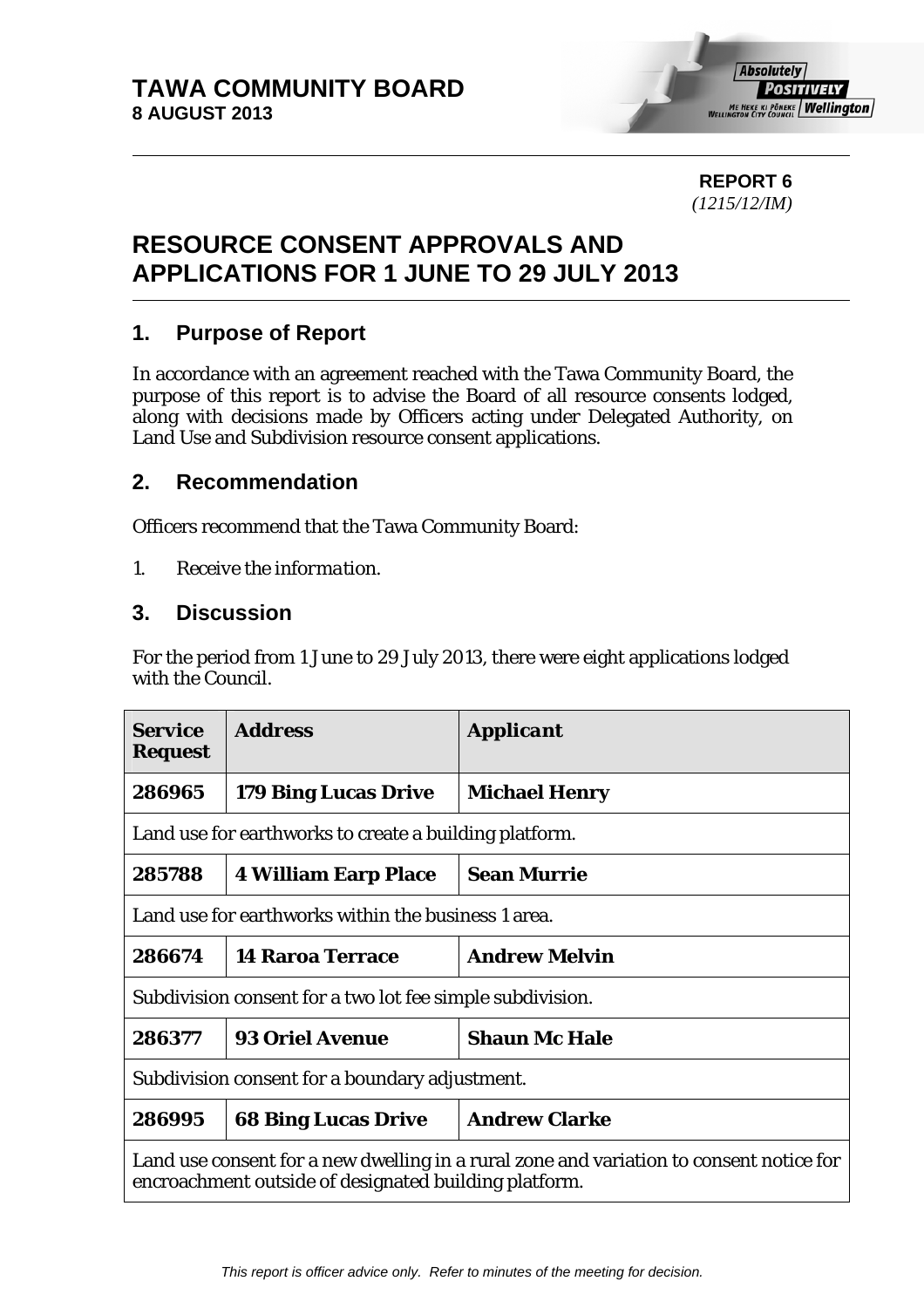# TAWA COMMUNITY BOARD
**8 AUGUST 2013**

**REPORT 6**
*(1215/12/IM)*

# RESOURCE CONSENT APPROVALS AND APPLICATIONS FOR 1 JUNE TO 29 JULY 2013

## 1. Purpose of Report

In accordance with an agreement reached with the Tawa Community Board, the purpose of this report is to advise the Board of all resource consents lodged, along with decisions made by Officers acting under Delegated Authority, on Land Use and Subdivision resource consent applications.

## 2. Recommendation

Officers recommend that the Tawa Community Board:

1. *Receive the information.*

## 3. Discussion

For the period from 1 June to 29 July 2013, there were eight applications lodged with the Council.

| Service Request | Address | Applicant |
|---|---|---|
| **286965** | **179 Bing Lucas Drive** | **Michael Henry** |
| Land use for earthworks to create a building platform. | | |
| **285788** | **4 William Earp Place** | **Sean Murrie** |
| Land use for earthworks within the business 1 area. | | |
| **286674** | **14 Raroa Terrace** | **Andrew Melvin** |
| Subdivision consent for a two lot fee simple subdivision. | | |
| **286377** | **93 Oriel Avenue** | **Shaun Mc Hale** |
| Subdivision consent for a boundary adjustment. | | |
| **286995** | **68 Bing Lucas Drive** | **Andrew Clarke** |
| Land use consent for a new dwelling in a rural zone and variation to consent notice for encroachment outside of designated building platform. | | |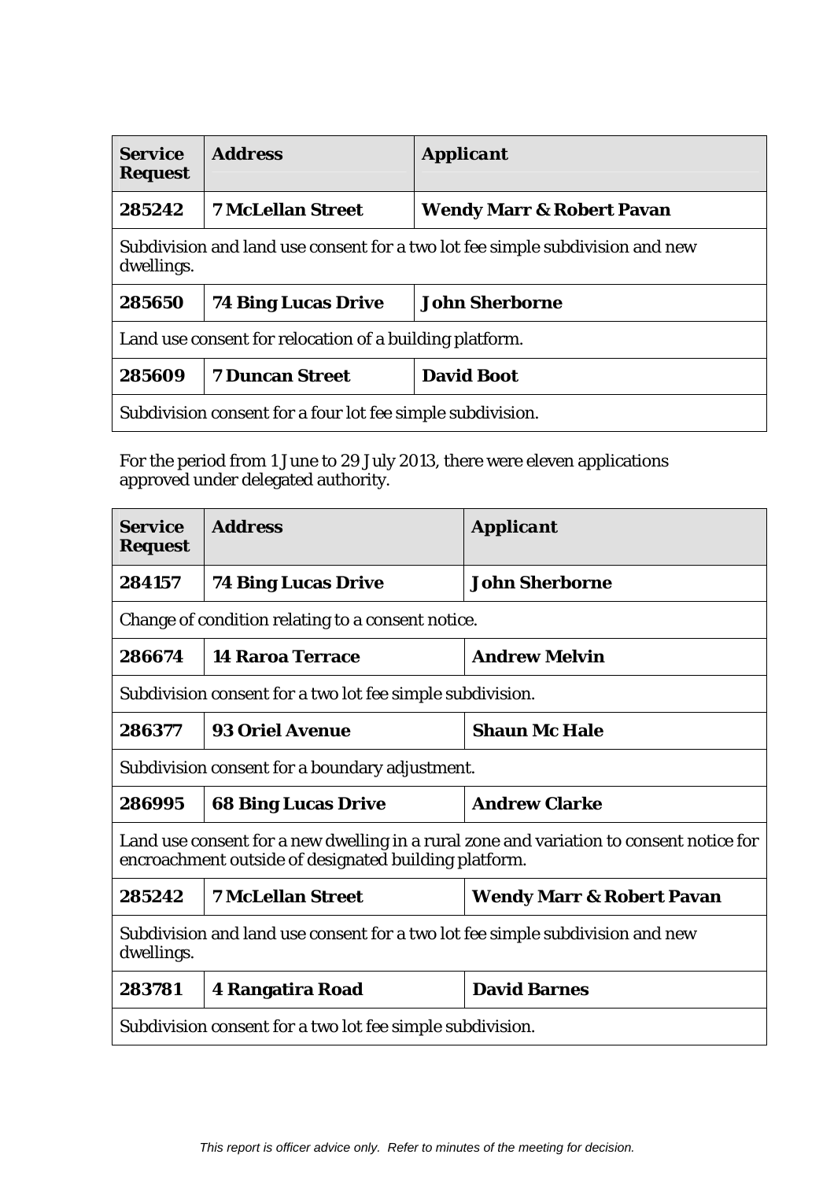| **Service Request** | **Address** | ***Applicant*** |
|---|---|---|
| **285242** | **7 McLellan Street** | **Wendy Marr & Robert Pavan** |
| Subdivision and land use consent for a two lot fee simple subdivision and new dwellings. | | |
| **285650** | **74 Bing Lucas Drive** | **John Sherborne** |
| Land use consent for relocation of a building platform. | | |
| **285609** | **7 Duncan Street** | **David Boot** |
| Subdivision consent for a four lot fee simple subdivision. | | |

For the period from 1 June to 29 July 2013, there were eleven applications approved under delegated authority.

| **Service Request** | **Address** | ***Applicant*** |
|---|---|---|
| **284157** | **74 Bing Lucas Drive** | **John Sherborne** |
| Change of condition relating to a consent notice. | | |
| **286674** | **14 Raroa Terrace** | **Andrew Melvin** |
| Subdivision consent for a two lot fee simple subdivision. | | |
| **286377** | **93 Oriel Avenue** | **Shaun Mc Hale** |
| Subdivision consent for a boundary adjustment. | | |
| **286995** | **68 Bing Lucas Drive** | **Andrew Clarke** |
| Land use consent for a new dwelling in a rural zone and variation to consent notice for encroachment outside of designated building platform. | | |
| **285242** | **7 McLellan Street** | **Wendy Marr & Robert Pavan** |
| Subdivision and land use consent for a two lot fee simple subdivision and new dwellings. | | |
| **283781** | **4 Rangatira Road** | **David Barnes** |
| Subdivision consent for a two lot fee simple subdivision. | | |

*This report is officer advice only. Refer to minutes of the meeting for decision.*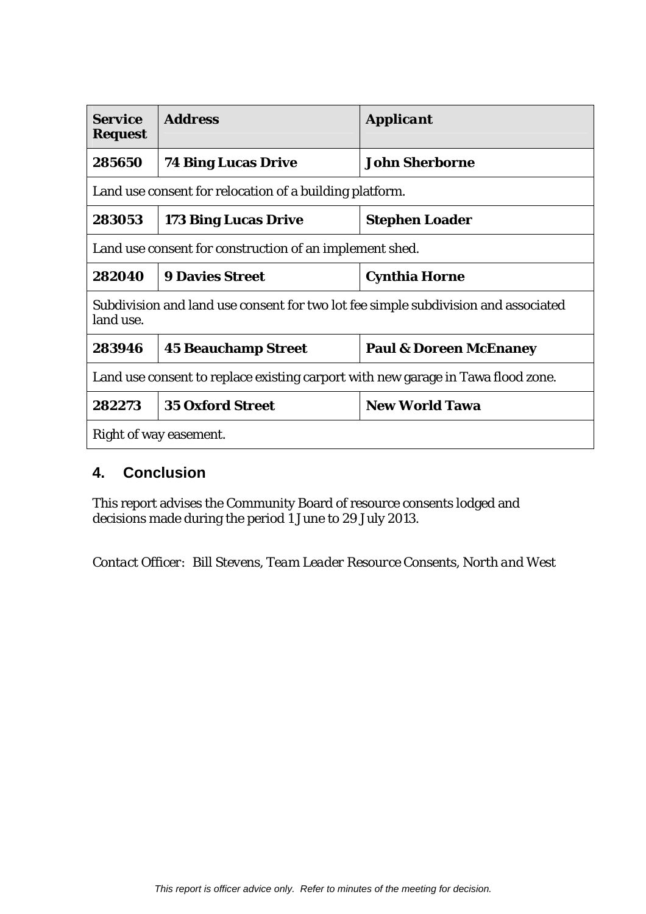| **Service Request** | **Address** | **Applicant** |
|---|---|---|
| **285650** | **74 Bing Lucas Drive** | **John Sherborne** |
| Land use consent for relocation of a building platform. | | |
| **283053** | **173 Bing Lucas Drive** | **Stephen Loader** |
| Land use consent for construction of an implement shed. | | |
| **282040** | **9 Davies Street** | **Cynthia Horne** |
| Subdivision and land use consent for two lot fee simple subdivision and associated land use. | | |
| **283946** | **45 Beauchamp Street** | **Paul & Doreen McEnaney** |
| Land use consent to replace existing carport with new garage in Tawa flood zone. | | |
| **282273** | **35 Oxford Street** | **New World Tawa** |
| Right of way easement. | | |

## 4. Conclusion

This report advises the Community Board of resource consents lodged and decisions made during the period 1 June to 29 July 2013.

*Contact Officer: Bill Stevens, Team Leader Resource Consents, North and West*

*This report is officer advice only. Refer to minutes of the meeting for decision.*